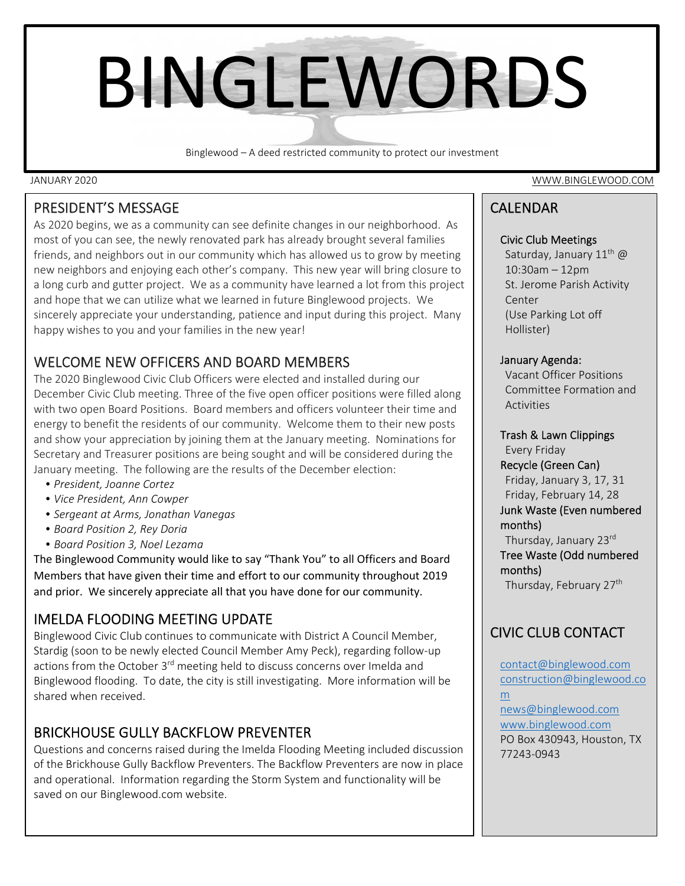# BINGLEWORDS

Binglewood – A deed restricted community to protect our investment

JANUARY 2020 WWW.BINGLEWOOD.COM

## PRESIDENT'S MESSAGE

As 2020 begins, we as a community can see definite changes in our neighborhood. As most of you can see, the newly renovated park has already brought several families friends, and neighbors out in our community which has allowed us to grow by meeting new neighbors and enjoying each other's company. This new year will bring closure to a long curb and gutter project. We as a community have learned a lot from this project and hope that we can utilize what we learned in future Binglewood projects. We sincerely appreciate your understanding, patience and input during this project. Many happy wishes to you and your families in the new year!

## WELCOME NEW OFFICERS AND BOARD MEMBERS

The 2020 Binglewood Civic Club Officers were elected and installed during our December Civic Club meeting. Three of the five open officer positions were filled along with two open Board Positions. Board members and officers volunteer their time and energy to benefit the residents of our community. Welcome them to their new posts and show your appreciation by joining them at the January meeting. Nominations for Secretary and Treasurer positions are being sought and will be considered during the January meeting. The following are the results of the December election:

- *President, Joanne Cortez*
- *Vice President, Ann Cowper*
- *Sergeant at Arms, Jonathan Vanegas*
- *Board Position 2, Rey Doria*
- *Board Position 3, Noel Lezama*

The Binglewood Community would like to say "Thank You" to all Officers and Board Members that have given their time and effort to our community throughout 2019 and prior. We sincerely appreciate all that you have done for our community.

## IMELDA FLOODING MEETING UPDATE

Binglewood Civic Club continues to communicate with District A Council Member, Stardig (soon to be newly elected Council Member Amy Peck), regarding follow-up actions from the October 3rd meeting held to discuss concerns over Imelda and Binglewood flooding. To date, the city is still investigating. More information will be shared when received.

## BRICKHOUSE GULLY BACKFLOW PREVENTER

Questions and concerns raised during the Imelda Flooding Meeting included discussion of the Brickhouse Gully Backflow Preventers. The Backflow Preventers are now in place and operational. Information regarding the Storm System and functionality will be saved on our Binglewood.com website.

## CALENDAR

**Civic Club Meetings**
Saturday, January 11th @ 10:30am – 12pm
St. Jerome Parish Activity Center
(Use Parking Lot off Hollister)

**January Agenda:**
Vacant Officer Positions
Committee Formation and Activities

**Trash & Lawn Clippings**
Every Friday

**Recycle (Green Can)**
Friday, January 3, 17, 31
Friday, February 14, 28

**Junk Waste (Even numbered months)**
Thursday, January 23rd

**Tree Waste (Odd numbered months)**
Thursday, February 27th

## CIVIC CLUB CONTACT

contact@binglewood.com
construction@binglewood.com
news@binglewood.com
www.binglewood.com
PO Box 430943, Houston, TX 77243-0943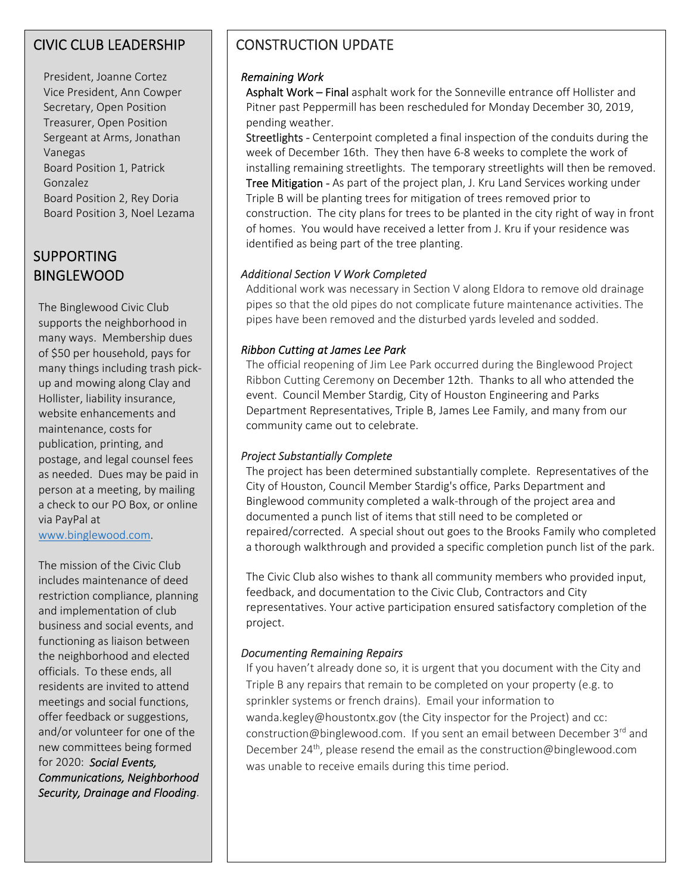## CIVIC CLUB LEADERSHIP

President, Joanne Cortez
Vice President, Ann Cowper
Secretary, Open Position
Treasurer, Open Position
Sergeant at Arms, Jonathan Vanegas
Board Position 1, Patrick Gonzalez
Board Position 2, Rey Doria
Board Position 3, Noel Lezama

## SUPPORTING BINGLEWOOD

The Binglewood Civic Club supports the neighborhood in many ways. Membership dues of $50 per household, pays for many things including trash pick-up and mowing along Clay and Hollister, liability insurance, website enhancements and maintenance, costs for publication, printing, and postage, and legal counsel fees as needed. Dues may be paid in person at a meeting, by mailing a check to our PO Box, or online via PayPal at www.binglewood.com.

The mission of the Civic Club includes maintenance of deed restriction compliance, planning and implementation of club business and social events, and functioning as liaison between the neighborhood and elected officials. To these ends, all residents are invited to attend meetings and social functions, offer feedback or suggestions, and/or volunteer for one of the new committees being formed for 2020: ***Social Events, Communications, Neighborhood Security, Drainage and Flooding***.

## CONSTRUCTION UPDATE

*Remaining Work*

Asphalt Work – Final asphalt work for the Sonneville entrance off Hollister and Pitner past Peppermill has been rescheduled for Monday December 30, 2019, pending weather.

Streetlights - Centerpoint completed a final inspection of the conduits during the week of December 16th. They then have 6-8 weeks to complete the work of installing remaining streetlights. The temporary streetlights will then be removed.

Tree Mitigation - As part of the project plan, J. Kru Land Services working under Triple B will be planting trees for mitigation of trees removed prior to construction. The city plans for trees to be planted in the city right of way in front of homes. You would have received a letter from J. Kru if your residence was identified as being part of the tree planting.

*Additional Section V Work Completed*

Additional work was necessary in Section V along Eldora to remove old drainage pipes so that the old pipes do not complicate future maintenance activities. The pipes have been removed and the disturbed yards leveled and sodded.

*Ribbon Cutting at James Lee Park*

The official reopening of Jim Lee Park occurred during the Binglewood Project Ribbon Cutting Ceremony on December 12th. Thanks to all who attended the event. Council Member Stardig, City of Houston Engineering and Parks Department Representatives, Triple B, James Lee Family, and many from our community came out to celebrate.

*Project Substantially Complete*

The project has been determined substantially complete. Representatives of the City of Houston, Council Member Stardig's office, Parks Department and Binglewood community completed a walk-through of the project area and documented a punch list of items that still need to be completed or repaired/corrected. A special shout out goes to the Brooks Family who completed a thorough walkthrough and provided a specific completion punch list of the park.

The Civic Club also wishes to thank all community members who provided input, feedback, and documentation to the Civic Club, Contractors and City representatives. Your active participation ensured satisfactory completion of the project.

*Documenting Remaining Repairs*

If you haven't already done so, it is urgent that you document with the City and Triple B any repairs that remain to be completed on your property (e.g. to sprinkler systems or french drains). Email your information to wanda.kegley@houstontx.gov (the City inspector for the Project) and cc: construction@binglewood.com. If you sent an email between December 3rd and December 24th, please resend the email as the construction@binglewood.com was unable to receive emails during this time period.